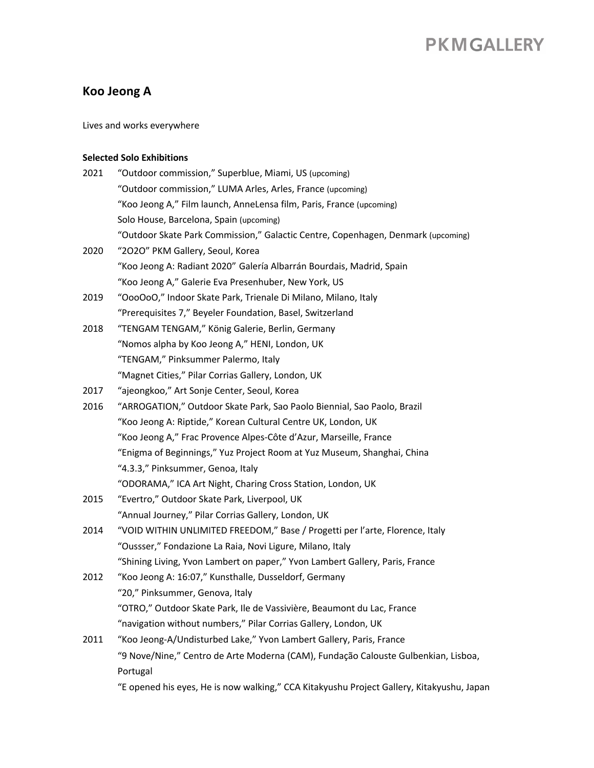# Koo Jeong A

Lives and works everywhere

**Selected Solo Exhibitions**

2021 "Outdoor commission," Superblue, Miami, US (upcoming)
"Outdoor commission," LUMA Arles, Arles, France (upcoming)
"Koo Jeong A," Film launch, AnneLensa film, Paris, France (upcoming)
Solo House, Barcelona, Spain (upcoming)
"Outdoor Skate Park Commission," Galactic Centre, Copenhagen, Denmark (upcoming)

2020 "2O2O" PKM Gallery, Seoul, Korea
"Koo Jeong A: Radiant 2020" Galería Albarrán Bourdais, Madrid, Spain
"Koo Jeong A," Galerie Eva Presenhuber, New York, US

2019 "OooOoO," Indoor Skate Park, Trienale Di Milano, Milano, Italy
"Prerequisites 7," Beyeler Foundation, Basel, Switzerland

2018 "TENGAM TENGAM," König Galerie, Berlin, Germany
"Nomos alpha by Koo Jeong A," HENI, London, UK
"TENGAM," Pinksummer Palermo, Italy
"Magnet Cities," Pilar Corrias Gallery, London, UK

2017 "ajeongkoo," Art Sonje Center, Seoul, Korea

2016 "ARROGATION," Outdoor Skate Park, Sao Paolo Biennial, Sao Paolo, Brazil
"Koo Jeong A: Riptide," Korean Cultural Centre UK, London, UK
"Koo Jeong A," Frac Provence Alpes-Côte d'Azur, Marseille, France
"Enigma of Beginnings," Yuz Project Room at Yuz Museum, Shanghai, China
"4.3.3," Pinksummer, Genoa, Italy
"ODORAMA," ICA Art Night, Charing Cross Station, London, UK

2015 "Evertro," Outdoor Skate Park, Liverpool, UK
"Annual Journey," Pilar Corrias Gallery, London, UK

2014 "VOID WITHIN UNLIMITED FREEDOM," Base / Progetti per l'arte, Florence, Italy
"Oussser," Fondazione La Raia, Novi Ligure, Milano, Italy
"Shining Living, Yvon Lambert on paper," Yvon Lambert Gallery, Paris, France

2012 "Koo Jeong A: 16:07," Kunsthalle, Dusseldorf, Germany
"20," Pinksummer, Genova, Italy
"OTRO," Outdoor Skate Park, Ile de Vassivière, Beaumont du Lac, France
"navigation without numbers," Pilar Corrias Gallery, London, UK

2011 "Koo Jeong-A/Undisturbed Lake," Yvon Lambert Gallery, Paris, France
"9 Nove/Nine," Centro de Arte Moderna (CAM), Fundação Calouste Gulbenkian, Lisboa, Portugal
"E opened his eyes, He is now walking," CCA Kitakyushu Project Gallery, Kitakyushu, Japan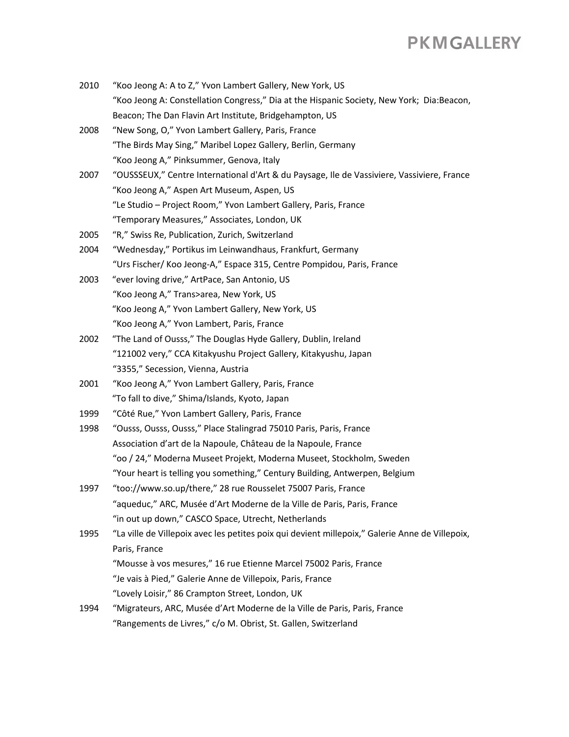2010 "Koo Jeong A: A to Z," Yvon Lambert Gallery, New York, US
"Koo Jeong A: Constellation Congress," Dia at the Hispanic Society, New York; Dia:Beacon, Beacon; The Dan Flavin Art Institute, Bridgehampton, US

2008 "New Song, O," Yvon Lambert Gallery, Paris, France
"The Birds May Sing," Maribel Lopez Gallery, Berlin, Germany
"Koo Jeong A," Pinksummer, Genova, Italy

2007 "OUSSSEUX," Centre International d'Art & du Paysage, Ile de Vassiviere, Vassiviere, France
"Koo Jeong A," Aspen Art Museum, Aspen, US
"Le Studio – Project Room," Yvon Lambert Gallery, Paris, France
"Temporary Measures," Associates, London, UK

2005 "R," Swiss Re, Publication, Zurich, Switzerland

2004 "Wednesday," Portikus im Leinwandhaus, Frankfurt, Germany
"Urs Fischer/ Koo Jeong-A," Espace 315, Centre Pompidou, Paris, France

2003 "ever loving drive," ArtPace, San Antonio, US
"Koo Jeong A," Trans>area, New York, US
"Koo Jeong A," Yvon Lambert Gallery, New York, US
"Koo Jeong A," Yvon Lambert, Paris, France

2002 "The Land of Ousss," The Douglas Hyde Gallery, Dublin, Ireland
"121002 very," CCA Kitakyushu Project Gallery, Kitakyushu, Japan
"3355," Secession, Vienna, Austria

2001 "Koo Jeong A," Yvon Lambert Gallery, Paris, France
"To fall to dive," Shima/Islands, Kyoto, Japan

1999 "Côté Rue," Yvon Lambert Gallery, Paris, France

1998 "Ousss, Ousss, Ousss," Place Stalingrad 75010 Paris, Paris, France
Association d'art de la Napoule, Château de la Napoule, France
"oo / 24," Moderna Museet Projekt, Moderna Museet, Stockholm, Sweden
"Your heart is telling you something," Century Building, Antwerpen, Belgium

1997 "too://www.so.up/there," 28 rue Rousselet 75007 Paris, France
"aqueduc," ARC, Musée d'Art Moderne de la Ville de Paris, Paris, France
"in out up down," CASCO Space, Utrecht, Netherlands

1995 "La ville de Villepoix avec les petites poix qui devient millepoix," Galerie Anne de Villepoix, Paris, France
"Mousse à vos mesures," 16 rue Etienne Marcel 75002 Paris, France
"Je vais à Pied," Galerie Anne de Villepoix, Paris, France
"Lovely Loisir," 86 Crampton Street, London, UK

1994 "Migrateurs, ARC, Musée d'Art Moderne de la Ville de Paris, Paris, France
"Rangements de Livres," c/o M. Obrist, St. Gallen, Switzerland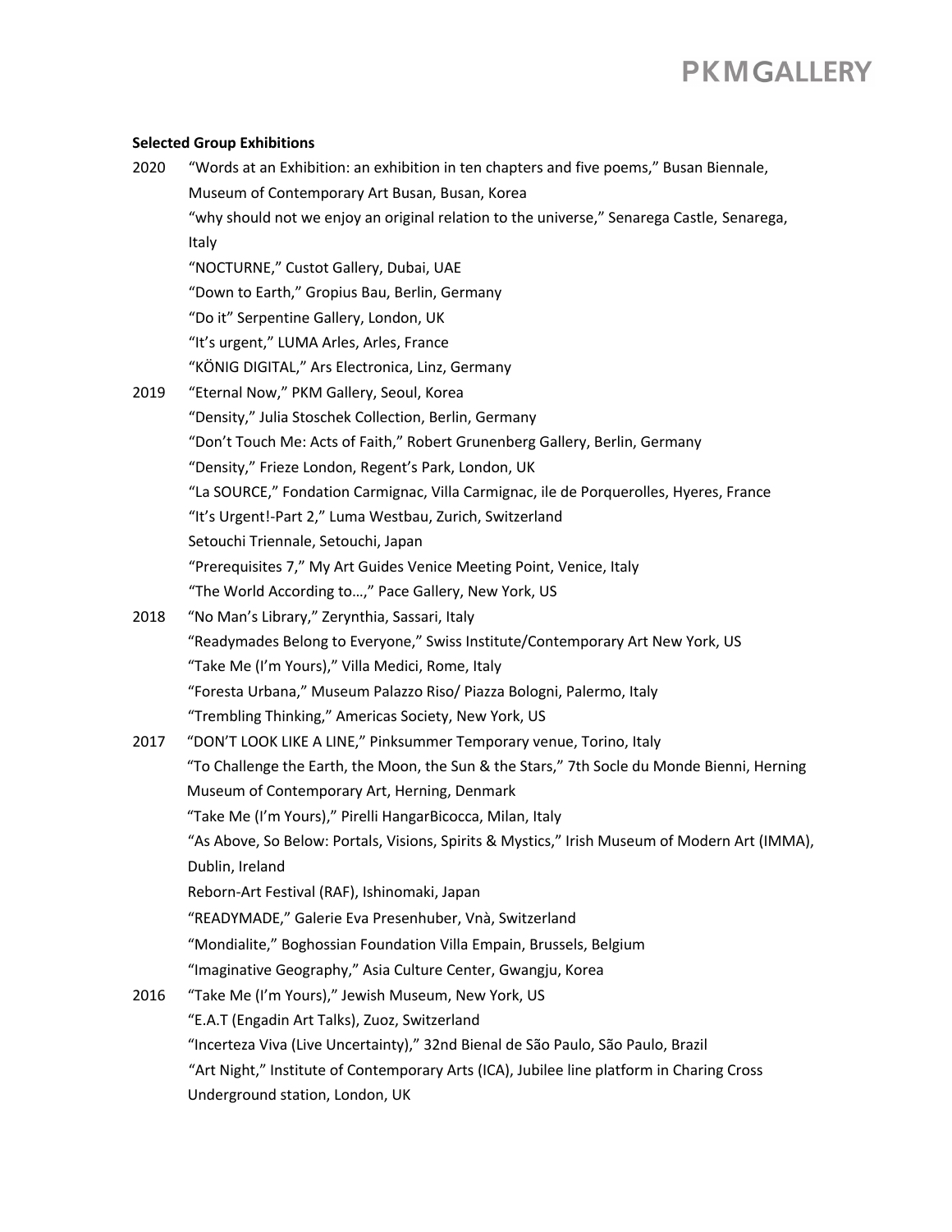**Selected Group Exhibitions**

2020 "Words at an Exhibition: an exhibition in ten chapters and five poems," Busan Biennale, Museum of Contemporary Art Busan, Busan, Korea

"why should not we enjoy an original relation to the universe," Senarega Castle, Senarega, Italy

"NOCTURNE," Custot Gallery, Dubai, UAE

"Down to Earth," Gropius Bau, Berlin, Germany

"Do it" Serpentine Gallery, London, UK

"It's urgent," LUMA Arles, Arles, France

"KÖNIG DIGITAL," Ars Electronica, Linz, Germany

2019 "Eternal Now," PKM Gallery, Seoul, Korea

"Density," Julia Stoschek Collection, Berlin, Germany

"Don't Touch Me: Acts of Faith," Robert Grunenberg Gallery, Berlin, Germany

"Density," Frieze London, Regent's Park, London, UK

"La SOURCE," Fondation Carmignac, Villa Carmignac, ile de Porquerolles, Hyeres, France

"It's Urgent!-Part 2," Luma Westbau, Zurich, Switzerland

Setouchi Triennale, Setouchi, Japan

"Prerequisites 7," My Art Guides Venice Meeting Point, Venice, Italy

"The World According to…," Pace Gallery, New York, US

2018 "No Man's Library," Zerynthia, Sassari, Italy

"Readymades Belong to Everyone," Swiss Institute/Contemporary Art New York, US

"Take Me (I'm Yours)," Villa Medici, Rome, Italy

"Foresta Urbana," Museum Palazzo Riso/ Piazza Bologni, Palermo, Italy

"Trembling Thinking," Americas Society, New York, US

2017 "DON'T LOOK LIKE A LINE," Pinksummer Temporary venue, Torino, Italy

"To Challenge the Earth, the Moon, the Sun & the Stars," 7th Socle du Monde Bienni, Herning Museum of Contemporary Art, Herning, Denmark

"Take Me (I'm Yours)," Pirelli HangarBicocca, Milan, Italy

"As Above, So Below: Portals, Visions, Spirits & Mystics," Irish Museum of Modern Art (IMMA), Dublin, Ireland

Reborn-Art Festival (RAF), Ishinomaki, Japan

"READYMADE," Galerie Eva Presenhuber, Vnà, Switzerland

"Mondialite," Boghossian Foundation Villa Empain, Brussels, Belgium

"Imaginative Geography," Asia Culture Center, Gwangju, Korea

2016 "Take Me (I'm Yours)," Jewish Museum, New York, US

"E.A.T (Engadin Art Talks), Zuoz, Switzerland

"Incerteza Viva (Live Uncertainty)," 32nd Bienal de São Paulo, São Paulo, Brazil

"Art Night," Institute of Contemporary Arts (ICA), Jubilee line platform in Charing Cross Underground station, London, UK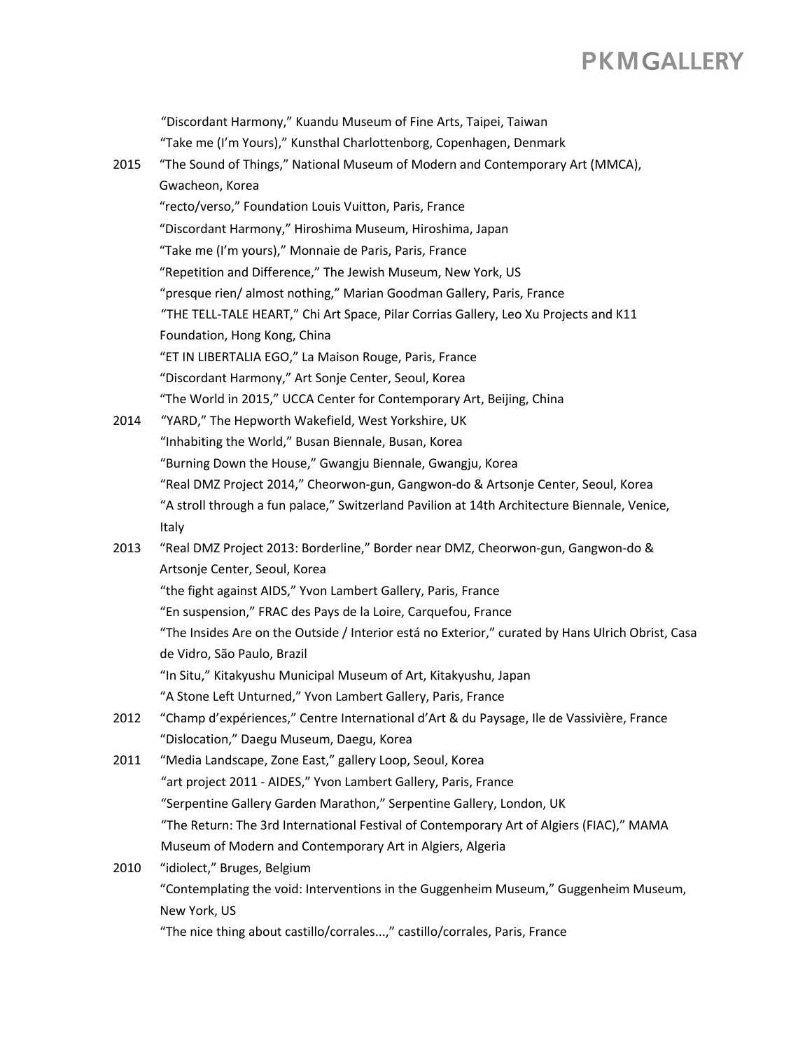"Discordant Harmony," Kuandu Museum of Fine Arts, Taipei, Taiwan
"Take me (I'm Yours)," Kunsthal Charlottenborg, Copenhagen, Denmark

2015 "The Sound of Things," National Museum of Modern and Contemporary Art (MMCA), Gwacheon, Korea
"recto/verso," Foundation Louis Vuitton, Paris, France
"Discordant Harmony," Hiroshima Museum, Hiroshima, Japan
"Take me (I'm yours)," Monnaie de Paris, Paris, France
"Repetition and Difference," The Jewish Museum, New York, US
"presque rien/ almost nothing," Marian Goodman Gallery, Paris, France
"THE TELL-TALE HEART," Chi Art Space, Pilar Corrias Gallery, Leo Xu Projects and K11 Foundation, Hong Kong, China
"ET IN LIBERTALIA EGO," La Maison Rouge, Paris, France
"Discordant Harmony," Art Sonje Center, Seoul, Korea
"The World in 2015," UCCA Center for Contemporary Art, Beijing, China

2014 "YARD," The Hepworth Wakefield, West Yorkshire, UK
"Inhabiting the World," Busan Biennale, Busan, Korea
"Burning Down the House," Gwangju Biennale, Gwangju, Korea
"Real DMZ Project 2014," Cheorwon-gun, Gangwon-do & Artsonje Center, Seoul, Korea
"A stroll through a fun palace," Switzerland Pavilion at 14th Architecture Biennale, Venice, Italy

2013 "Real DMZ Project 2013: Borderline," Border near DMZ, Cheorwon-gun, Gangwon-do & Artsonje Center, Seoul, Korea
"the fight against AIDS," Yvon Lambert Gallery, Paris, France
"En suspension," FRAC des Pays de la Loire, Carquefou, France
"The Insides Are on the Outside / Interior está no Exterior," curated by Hans Ulrich Obrist, Casa de Vidro, São Paulo, Brazil
"In Situ," Kitakyushu Municipal Museum of Art, Kitakyushu, Japan
"A Stone Left Unturned," Yvon Lambert Gallery, Paris, France

2012 "Champ d'expériences," Centre International d'Art & du Paysage, Ile de Vassivière, France
"Dislocation," Daegu Museum, Daegu, Korea

2011 "Media Landscape, Zone East," gallery Loop, Seoul, Korea
"art project 2011 - AIDES," Yvon Lambert Gallery, Paris, France
"Serpentine Gallery Garden Marathon," Serpentine Gallery, London, UK
"The Return: The 3rd International Festival of Contemporary Art of Algiers (FIAC)," MAMA Museum of Modern and Contemporary Art in Algiers, Algeria

2010 "idiolect," Bruges, Belgium
"Contemplating the void: Interventions in the Guggenheim Museum," Guggenheim Museum, New York, US
"The nice thing about castillo/corrales...," castillo/corrales, Paris, France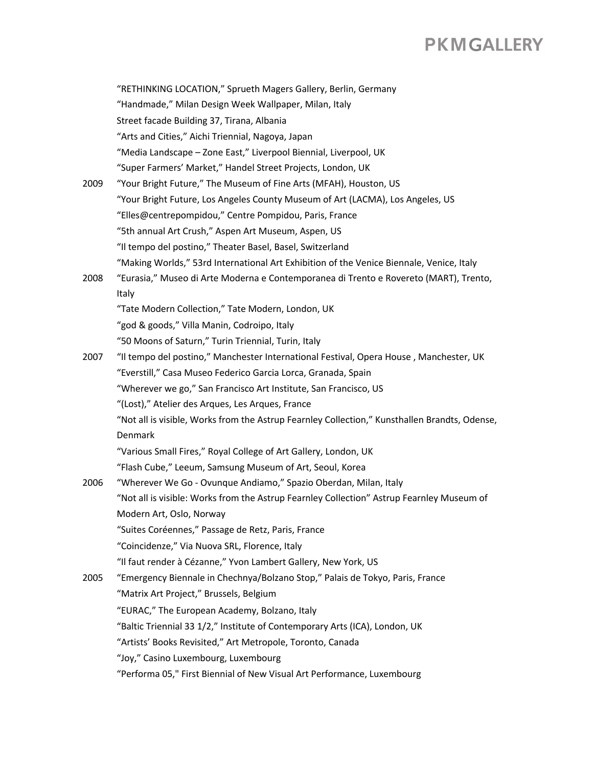"RETHINKING LOCATION," Sprueth Magers Gallery, Berlin, Germany
"Handmade," Milan Design Week Wallpaper, Milan, Italy
Street facade Building 37, Tirana, Albania
"Arts and Cities," Aichi Triennial, Nagoya, Japan
"Media Landscape – Zone East," Liverpool Biennial, Liverpool, UK
"Super Farmers' Market," Handel Street Projects, London, UK

2009 "Your Bright Future," The Museum of Fine Arts (MFAH), Houston, US
"Your Bright Future, Los Angeles County Museum of Art (LACMA), Los Angeles, US
"Elles@centrepompidou," Centre Pompidou, Paris, France
"5th annual Art Crush," Aspen Art Museum, Aspen, US
"Il tempo del postino," Theater Basel, Basel, Switzerland
"Making Worlds," 53rd International Art Exhibition of the Venice Biennale, Venice, Italy

2008 "Eurasia," Museo di Arte Moderna e Contemporanea di Trento e Rovereto (MART), Trento, Italy
"Tate Modern Collection," Tate Modern, London, UK
"god & goods," Villa Manin, Codroipo, Italy
"50 Moons of Saturn," Turin Triennial, Turin, Italy

2007 "Il tempo del postino," Manchester International Festival, Opera House , Manchester, UK
"Everstill," Casa Museo Federico Garcia Lorca, Granada, Spain
"Wherever we go," San Francisco Art Institute, San Francisco, US
"(Lost)," Atelier des Arques, Les Arques, France
"Not all is visible, Works from the Astrup Fearnley Collection," Kunsthallen Brandts, Odense, Denmark
"Various Small Fires," Royal College of Art Gallery, London, UK
"Flash Cube," Leeum, Samsung Museum of Art, Seoul, Korea

2006 "Wherever We Go - Ovunque Andiamo," Spazio Oberdan, Milan, Italy
"Not all is visible: Works from the Astrup Fearnley Collection" Astrup Fearnley Museum of Modern Art, Oslo, Norway
"Suites Coréennes," Passage de Retz, Paris, France
"Coincidenze," Via Nuova SRL, Florence, Italy
"Il faut render à Cézanne," Yvon Lambert Gallery, New York, US

2005 "Emergency Biennale in Chechnya/Bolzano Stop," Palais de Tokyo, Paris, France
"Matrix Art Project," Brussels, Belgium
"EURAC," The European Academy, Bolzano, Italy
"Baltic Triennial 33 1/2," Institute of Contemporary Arts (ICA), London, UK
"Artists' Books Revisited," Art Metropole, Toronto, Canada
"Joy," Casino Luxembourg, Luxembourg
"Performa 05," First Biennial of New Visual Art Performance, Luxembourg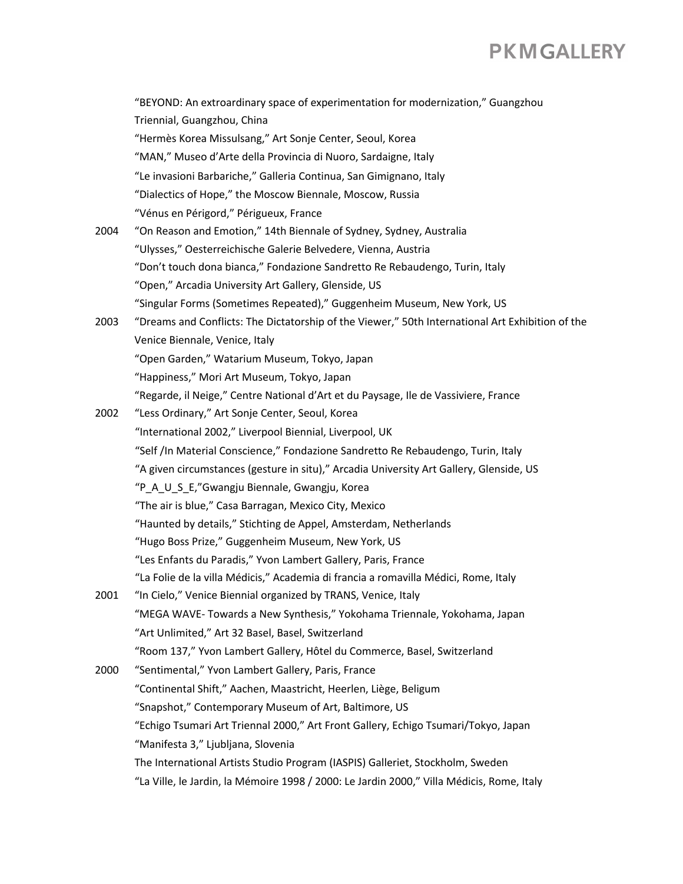"BEYOND: An extraordinary space of experimentation for modernization," Guangzhou Triennial, Guangzhou, China
"Hermès Korea Missulsang," Art Sonje Center, Seoul, Korea
"MAN," Museo d'Arte della Provincia di Nuoro, Sardaigne, Italy
"Le invasioni Barbariche," Galleria Continua, San Gimignano, Italy
"Dialectics of Hope," the Moscow Biennale, Moscow, Russia
"Vénus en Périgord," Périgueux, France

2004 "On Reason and Emotion," 14th Biennale of Sydney, Sydney, Australia
"Ulysses," Oesterreichische Galerie Belvedere, Vienna, Austria
"Don't touch dona bianca," Fondazione Sandretto Re Rebaudengo, Turin, Italy
"Open," Arcadia University Art Gallery, Glenside, US
"Singular Forms (Sometimes Repeated)," Guggenheim Museum, New York, US

2003 "Dreams and Conflicts: The Dictatorship of the Viewer," 50th International Art Exhibition of the Venice Biennale, Venice, Italy
"Open Garden," Watarium Museum, Tokyo, Japan
"Happiness," Mori Art Museum, Tokyo, Japan
"Regarde, il Neige," Centre National d'Art et du Paysage, Ile de Vassiviere, France

2002 "Less Ordinary," Art Sonje Center, Seoul, Korea
"International 2002," Liverpool Biennial, Liverpool, UK
"Self /In Material Conscience," Fondazione Sandretto Re Rebaudengo, Turin, Italy
"A given circumstances (gesture in situ)," Arcadia University Art Gallery, Glenside, US
"P_A_U_S_E,"Gwangju Biennale, Gwangju, Korea
"The air is blue," Casa Barragan, Mexico City, Mexico
"Haunted by details," Stichting de Appel, Amsterdam, Netherlands
"Hugo Boss Prize," Guggenheim Museum, New York, US
"Les Enfants du Paradis," Yvon Lambert Gallery, Paris, France
"La Folie de la villa Médicis," Academia di francia a romavilla Médici, Rome, Italy

2001 "In Cielo," Venice Biennial organized by TRANS, Venice, Italy
"MEGA WAVE- Towards a New Synthesis," Yokohama Triennale, Yokohama, Japan
"Art Unlimited," Art 32 Basel, Basel, Switzerland
"Room 137," Yvon Lambert Gallery, Hôtel du Commerce, Basel, Switzerland

2000 "Sentimental," Yvon Lambert Gallery, Paris, France
"Continental Shift," Aachen, Maastricht, Heerlen, Liège, Beligum
"Snapshot," Contemporary Museum of Art, Baltimore, US
"Echigo Tsumari Art Triennal 2000," Art Front Gallery, Echigo Tsumari/Tokyo, Japan
"Manifesta 3," Ljubljana, Slovenia
The International Artists Studio Program (IASPIS) Galleriet, Stockholm, Sweden
"La Ville, le Jardin, la Mémoire 1998 / 2000: Le Jardin 2000," Villa Médicis, Rome, Italy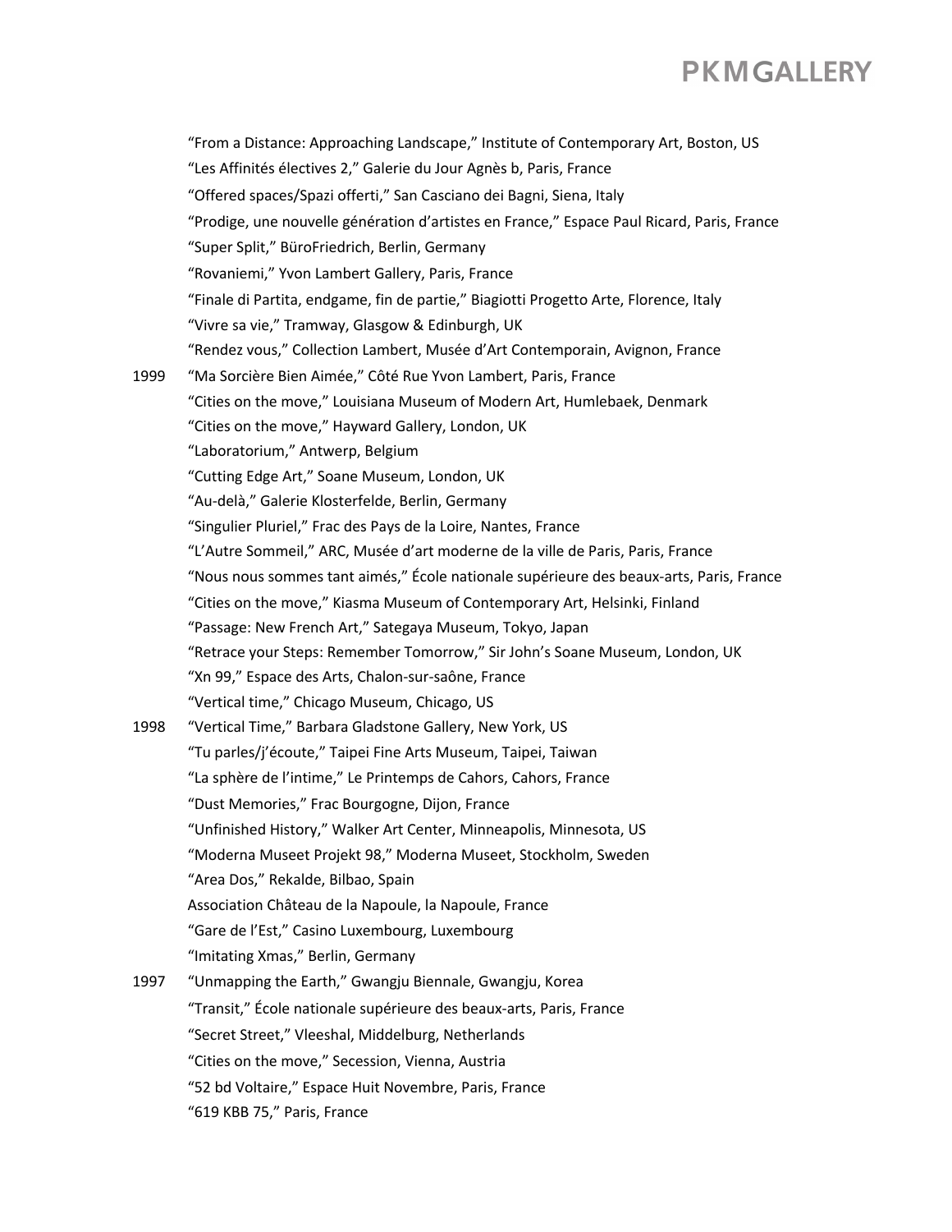"From a Distance: Approaching Landscape," Institute of Contemporary Art, Boston, US
"Les Affinités électives 2," Galerie du Jour Agnès b, Paris, France
"Offered spaces/Spazi offerti," San Casciano dei Bagni, Siena, Italy
"Prodige, une nouvelle génération d'artistes en France," Espace Paul Ricard, Paris, France
"Super Split," BüroFriedrich, Berlin, Germany
"Rovaniemi," Yvon Lambert Gallery, Paris, France
"Finale di Partita, endgame, fin de partie," Biagiotti Progetto Arte, Florence, Italy
"Vivre sa vie," Tramway, Glasgow & Edinburgh, UK
"Rendez vous," Collection Lambert, Musée d'Art Contemporain, Avignon, France

1999 "Ma Sorcière Bien Aimée," Côté Rue Yvon Lambert, Paris, France
"Cities on the move," Louisiana Museum of Modern Art, Humlebaek, Denmark
"Cities on the move," Hayward Gallery, London, UK
"Laboratorium," Antwerp, Belgium
"Cutting Edge Art," Soane Museum, London, UK
"Au-delà," Galerie Klosterfelde, Berlin, Germany
"Singulier Pluriel," Frac des Pays de la Loire, Nantes, France
"L'Autre Sommeil," ARC, Musée d'art moderne de la ville de Paris, Paris, France
"Nous nous sommes tant aimés," École nationale supérieure des beaux-arts, Paris, France
"Cities on the move," Kiasma Museum of Contemporary Art, Helsinki, Finland
"Passage: New French Art," Sategaya Museum, Tokyo, Japan
"Retrace your Steps: Remember Tomorrow," Sir John's Soane Museum, London, UK
"Xn 99," Espace des Arts, Chalon-sur-saône, France
"Vertical time," Chicago Museum, Chicago, US

1998 "Vertical Time," Barbara Gladstone Gallery, New York, US
"Tu parles/j'écoute," Taipei Fine Arts Museum, Taipei, Taiwan
"La sphère de l'intime," Le Printemps de Cahors, Cahors, France
"Dust Memories," Frac Bourgogne, Dijon, France
"Unfinished History," Walker Art Center, Minneapolis, Minnesota, US
"Moderna Museet Projekt 98," Moderna Museet, Stockholm, Sweden
"Area Dos," Rekalde, Bilbao, Spain
Association Château de la Napoule, la Napoule, France
"Gare de l'Est," Casino Luxembourg, Luxembourg
"Imitating Xmas," Berlin, Germany

1997 "Unmapping the Earth," Gwangju Biennale, Gwangju, Korea
"Transit," École nationale supérieure des beaux-arts, Paris, France
"Secret Street," Vleeshal, Middelburg, Netherlands
"Cities on the move," Secession, Vienna, Austria
"52 bd Voltaire," Espace Huit Novembre, Paris, France
"619 KBB 75," Paris, France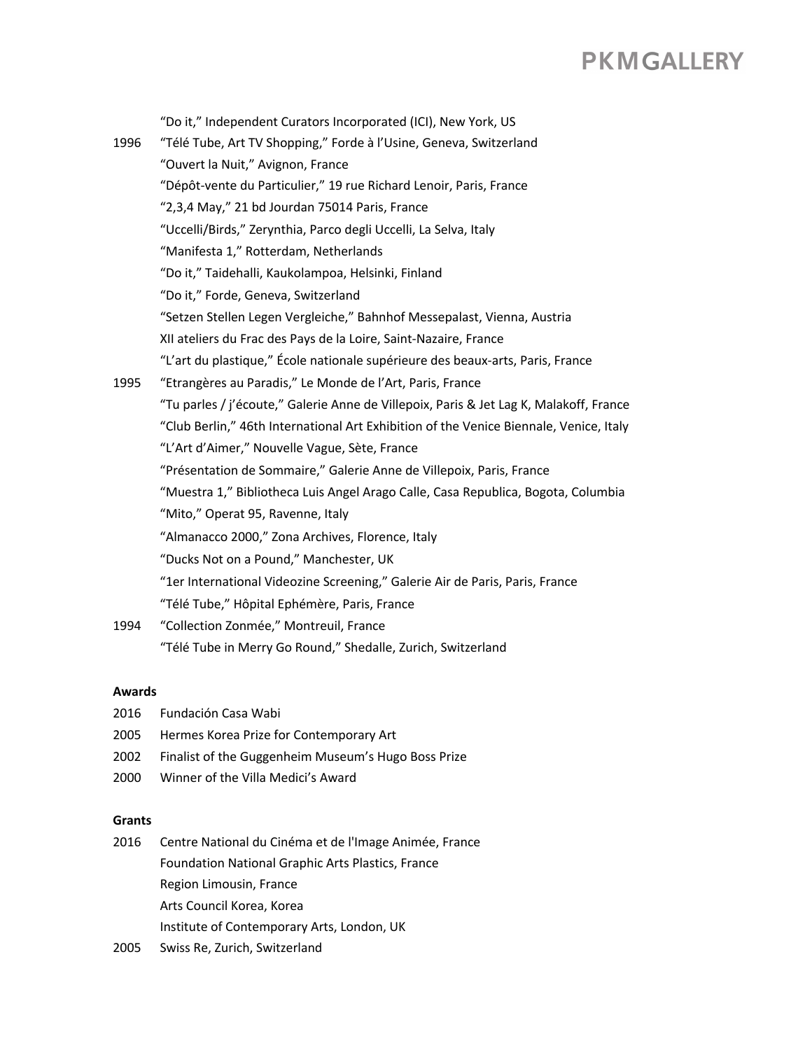“Do it,” Independent Curators Incorporated (ICI), New York, US

1996 “Télé Tube, Art TV Shopping,” Forde à l’Usine, Geneva, Switzerland
“Ouvert la Nuit,” Avignon, France
“Dépôt-vente du Particulier,” 19 rue Richard Lenoir, Paris, France
“2,3,4 May,” 21 bd Jourdan 75014 Paris, France
“Uccelli/Birds,” Zerynthia, Parco degli Uccelli, La Selva, Italy
“Manifesta 1,” Rotterdam, Netherlands
“Do it,” Taidehalli, Kaukolampoa, Helsinki, Finland
“Do it,” Forde, Geneva, Switzerland
“Setzen Stellen Legen Vergleiche,” Bahnhof Messepalast, Vienna, Austria
XII ateliers du Frac des Pays de la Loire, Saint-Nazaire, France
“L’art du plastique,” École nationale supérieure des beaux-arts, Paris, France

1995 “Etrangères au Paradis,” Le Monde de l’Art, Paris, France
“Tu parles / j’écoute,” Galerie Anne de Villepoix, Paris & Jet Lag K, Malakoff, France
“Club Berlin,” 46th International Art Exhibition of the Venice Biennale, Venice, Italy
“L’Art d’Aimer,” Nouvelle Vague, Sète, France
“Présentation de Sommaire,” Galerie Anne de Villepoix, Paris, France
“Muestra 1,” Bibliotheca Luis Angel Arago Calle, Casa Republica, Bogota, Columbia
“Mito,” Operat 95, Ravenne, Italy
“Almanacco 2000,” Zona Archives, Florence, Italy
“Ducks Not on a Pound,” Manchester, UK
“1er International Videozine Screening,” Galerie Air de Paris, Paris, France
“Télé Tube,” Hôpital Ephémère, Paris, France

1994 “Collection Zonmée,” Montreuil, France
“Télé Tube in Merry Go Round,” Shedalle, Zurich, Switzerland

**Awards**

2016 Fundación Casa Wabi
2005 Hermes Korea Prize for Contemporary Art
2002 Finalist of the Guggenheim Museum’s Hugo Boss Prize
2000 Winner of the Villa Medici’s Award

**Grants**

2016 Centre National du Cinéma et de l'Image Animée, France
Foundation National Graphic Arts Plastics, France
Region Limousin, France
Arts Council Korea, Korea
Institute of Contemporary Arts, London, UK

2005 Swiss Re, Zurich, Switzerland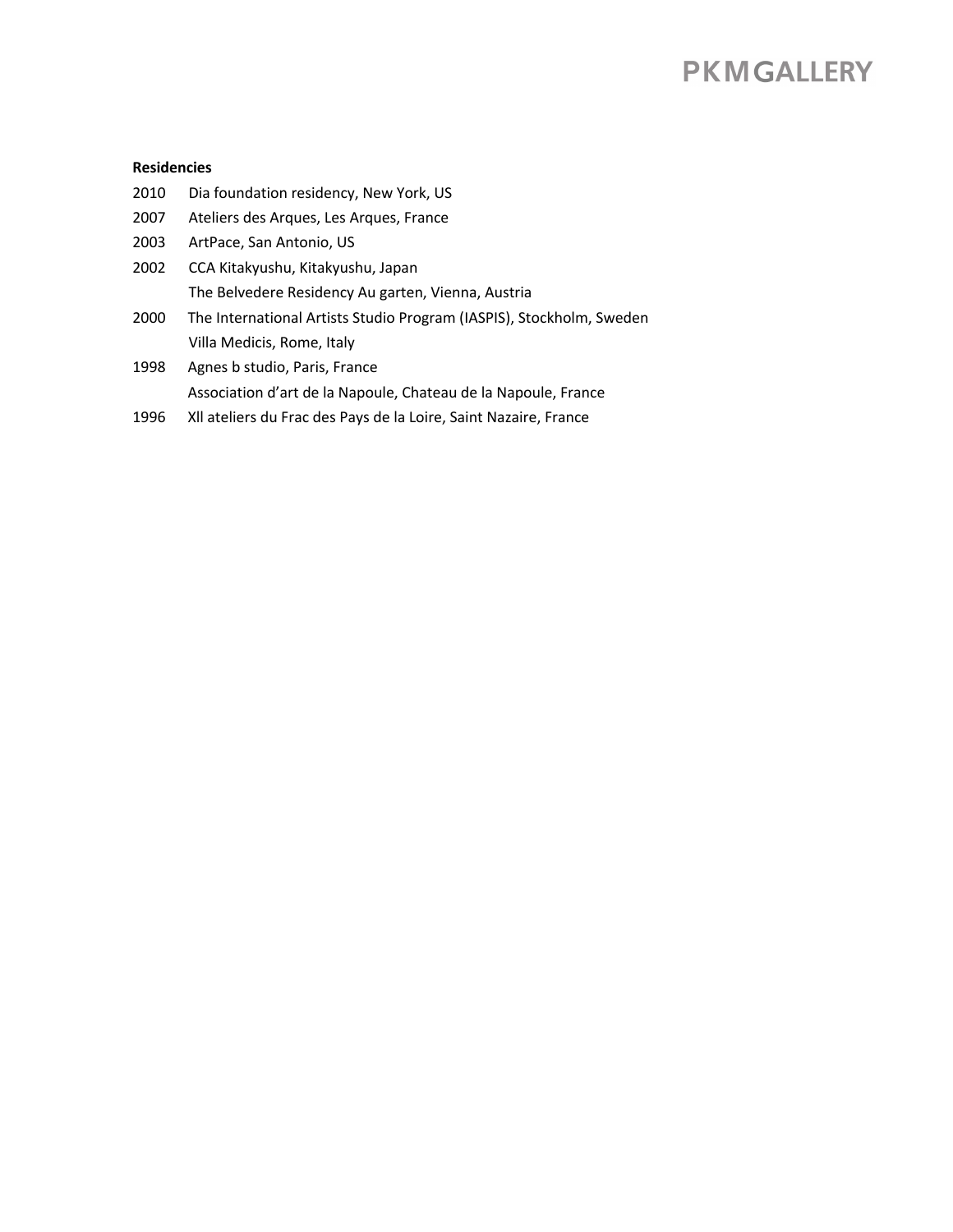**Residencies**

2010 Dia foundation residency, New York, US

2007 Ateliers des Arques, Les Arques, France

2003 ArtPace, San Antonio, US

2002 CCA Kitakyushu, Kitakyushu, Japan

The Belvedere Residency Au garten, Vienna, Austria

2000 The International Artists Studio Program (IASPIS), Stockholm, Sweden

Villa Medicis, Rome, Italy

1998 Agnes b studio, Paris, France

Association d'art de la Napoule, Chateau de la Napoule, France

1996 Xll ateliers du Frac des Pays de la Loire, Saint Nazaire, France